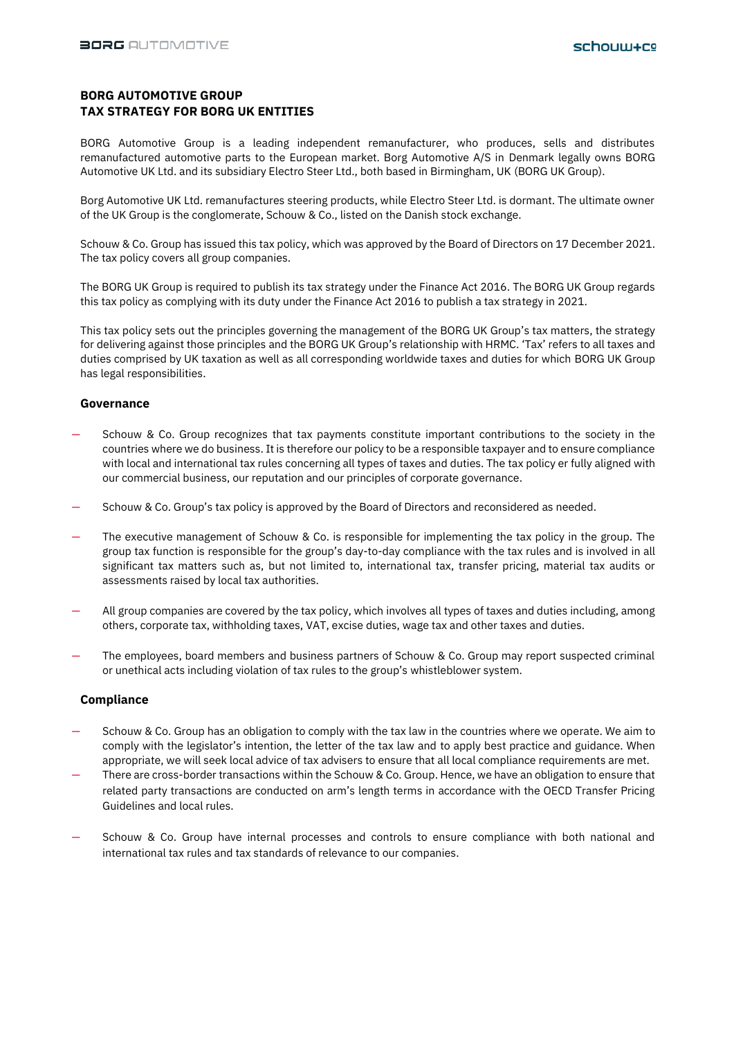# BORG AUTOMOTIVE GROUP
# TAX STRATEGY FOR BORG UK ENTITIES

BORG Automotive Group is a leading independent remanufacturer, who produces, sells and distributes remanufactured automotive parts to the European market. Borg Automotive A/S in Denmark legally owns BORG Automotive UK Ltd. and its subsidiary Electro Steer Ltd., both based in Birmingham, UK (BORG UK Group).

Borg Automotive UK Ltd. remanufactures steering products, while Electro Steer Ltd. is dormant. The ultimate owner of the UK Group is the conglomerate, Schouw & Co., listed on the Danish stock exchange.

Schouw & Co. Group has issued this tax policy, which was approved by the Board of Directors on 17 December 2021. The tax policy covers all group companies.

The BORG UK Group is required to publish its tax strategy under the Finance Act 2016. The BORG UK Group regards this tax policy as complying with its duty under the Finance Act 2016 to publish a tax strategy in 2021.

This tax policy sets out the principles governing the management of the BORG UK Group's tax matters, the strategy for delivering against those principles and the BORG UK Group's relationship with HRMC. 'Tax' refers to all taxes and duties comprised by UK taxation as well as all corresponding worldwide taxes and duties for which BORG UK Group has legal responsibilities.

## Governance

- Schouw & Co. Group recognizes that tax payments constitute important contributions to the society in the countries where we do business. It is therefore our policy to be a responsible taxpayer and to ensure compliance with local and international tax rules concerning all types of taxes and duties. The tax policy er fully aligned with our commercial business, our reputation and our principles of corporate governance.
- Schouw & Co. Group's tax policy is approved by the Board of Directors and reconsidered as needed.
- The executive management of Schouw & Co. is responsible for implementing the tax policy in the group. The group tax function is responsible for the group's day-to-day compliance with the tax rules and is involved in all significant tax matters such as, but not limited to, international tax, transfer pricing, material tax audits or assessments raised by local tax authorities.
- All group companies are covered by the tax policy, which involves all types of taxes and duties including, among others, corporate tax, withholding taxes, VAT, excise duties, wage tax and other taxes and duties.
- The employees, board members and business partners of Schouw & Co. Group may report suspected criminal or unethical acts including violation of tax rules to the group's whistleblower system.

## Compliance

- Schouw & Co. Group has an obligation to comply with the tax law in the countries where we operate. We aim to comply with the legislator's intention, the letter of the tax law and to apply best practice and guidance. When appropriate, we will seek local advice of tax advisers to ensure that all local compliance requirements are met.
- There are cross-border transactions within the Schouw & Co. Group. Hence, we have an obligation to ensure that related party transactions are conducted on arm's length terms in accordance with the OECD Transfer Pricing Guidelines and local rules.
- Schouw & Co. Group have internal processes and controls to ensure compliance with both national and international tax rules and tax standards of relevance to our companies.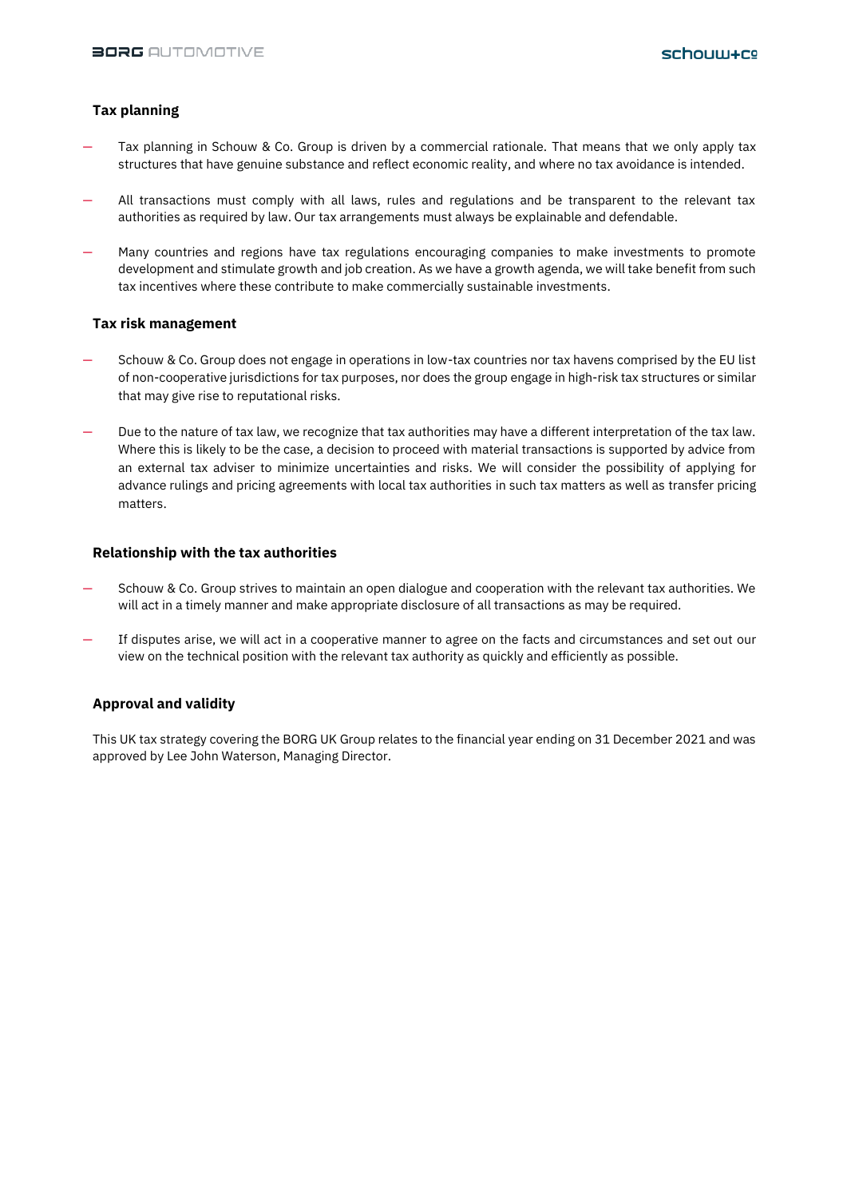## Tax planning

- Tax planning in Schouw & Co. Group is driven by a commercial rationale. That means that we only apply tax structures that have genuine substance and reflect economic reality, and where no tax avoidance is intended.
- All transactions must comply with all laws, rules and regulations and be transparent to the relevant tax authorities as required by law. Our tax arrangements must always be explainable and defendable.
- Many countries and regions have tax regulations encouraging companies to make investments to promote development and stimulate growth and job creation. As we have a growth agenda, we will take benefit from such tax incentives where these contribute to make commercially sustainable investments.

## Tax risk management

- Schouw & Co. Group does not engage in operations in low-tax countries nor tax havens comprised by the EU list of non-cooperative jurisdictions for tax purposes, nor does the group engage in high-risk tax structures or similar that may give rise to reputational risks.
- Due to the nature of tax law, we recognize that tax authorities may have a different interpretation of the tax law. Where this is likely to be the case, a decision to proceed with material transactions is supported by advice from an external tax adviser to minimize uncertainties and risks. We will consider the possibility of applying for advance rulings and pricing agreements with local tax authorities in such tax matters as well as transfer pricing matters.

## Relationship with the tax authorities

- Schouw & Co. Group strives to maintain an open dialogue and cooperation with the relevant tax authorities. We will act in a timely manner and make appropriate disclosure of all transactions as may be required.
- If disputes arise, we will act in a cooperative manner to agree on the facts and circumstances and set out our view on the technical position with the relevant tax authority as quickly and efficiently as possible.

## Approval and validity

This UK tax strategy covering the BORG UK Group relates to the financial year ending on 31 December 2021 and was approved by Lee John Waterson, Managing Director.